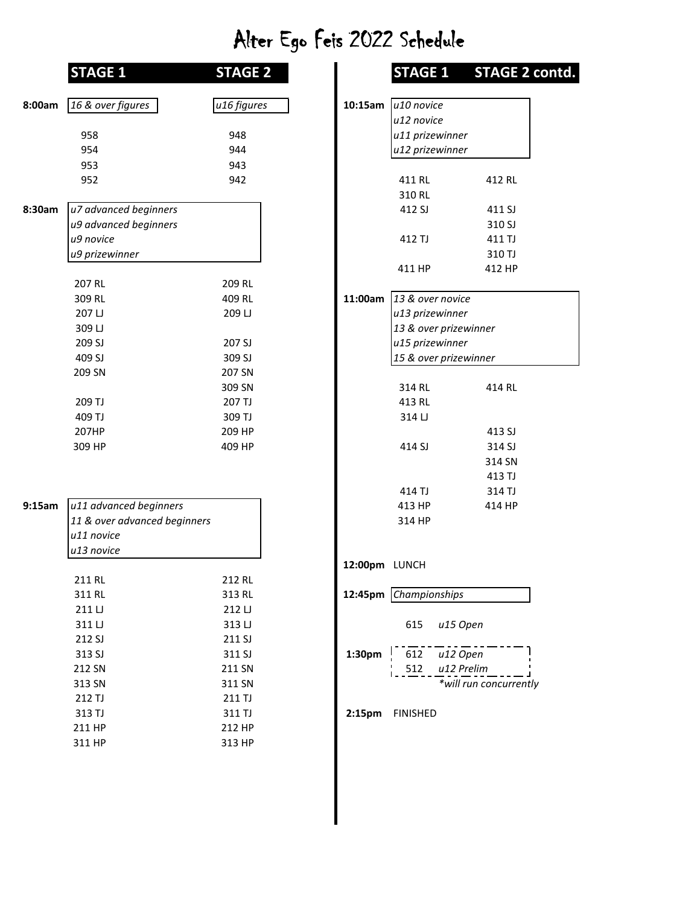# Alter Ego Feis 2022 Schedule

| Time | STAGE 1 | STAGE 2 |
|---|---|---|
| 8:00am | *16 & over figures* | *u16 figures* |
| | 958 | 948 |
| | 954 | 944 |
| | 953 | 943 |
| | 952 | 942 |
| 8:30am | *u7 advanced beginners* | |
| | *u9 advanced beginners* | |
| | *u9 novice* | |
| | *u9 prizewinner* | |
| | 207 RL | 209 RL |
| | 309 RL | 409 RL |
| | 207 LJ | 209 LJ |
| | 309 LJ | |
| | 209 SJ | 207 SJ |
| | 409 SJ | 309 SJ |
| | 209 SN | 207 SN |
| | | 309 SN |
| | 209 TJ | 207 TJ |
| | 409 TJ | 309 TJ |
| | 207HP | 209 HP |
| | 309 HP | 409 HP |
| 9:15am | *u11 advanced beginners* | |
| | *11 & over advanced beginners* | |
| | *u11 novice* | |
| | *u13 novice* | |
| | 211 RL | 212 RL |
| | 311 RL | 313 RL |
| | 211 LJ | 212 LJ |
| | 311 LJ | 313 LJ |
| | 212 SJ | 211 SJ |
| | 313 SJ | 311 SJ |
| | 212 SN | 211 SN |
| | 313 SN | 311 SN |
| | 212 TJ | 211 TJ |
| | 313 TJ | 311 TJ |
| | 211 HP | 212 HP |
| | 311 HP | 313 HP |

| Time | STAGE 1 | STAGE 2 contd. |
|---|---|---|
| 10:15am | *u10 novice* | |
| | *u12 novice* | |
| | *u11 prizewinner* | |
| | *u12 prizewinner* | |
| | 411 RL | 412 RL |
| | 310 RL | |
| | 412 SJ | 411 SJ |
| | | 310 SJ |
| | 412 TJ | 411 TJ |
| | | 310 TJ |
| | 411 HP | 412 HP |
| 11:00am | *13 & over novice* | |
| | *u13 prizewinner* | |
| | *13 & over prizewinner* | |
| | *u15 prizewinner* | |
| | *15 & over prizewinner* | |
| | 314 RL | 414 RL |
| | 413 RL | |
| | 314 LJ | |
| | | 413 SJ |
| | 414 SJ | 314 SJ |
| | | 314 SN |
| | | 413 TJ |
| | 414 TJ | 314 TJ |
| | 413 HP | 414 HP |
| | 314 HP | |
| 12:00pm | LUNCH | |
| 12:45pm | *Championships* | |
| | 615 *u15 Open* | |
| 1:30pm | 612 *u12 Open* | |
| | 512 *u12 Prelim* | |
| | *\*will run concurrently* | |
| 2:15pm | FINISHED | |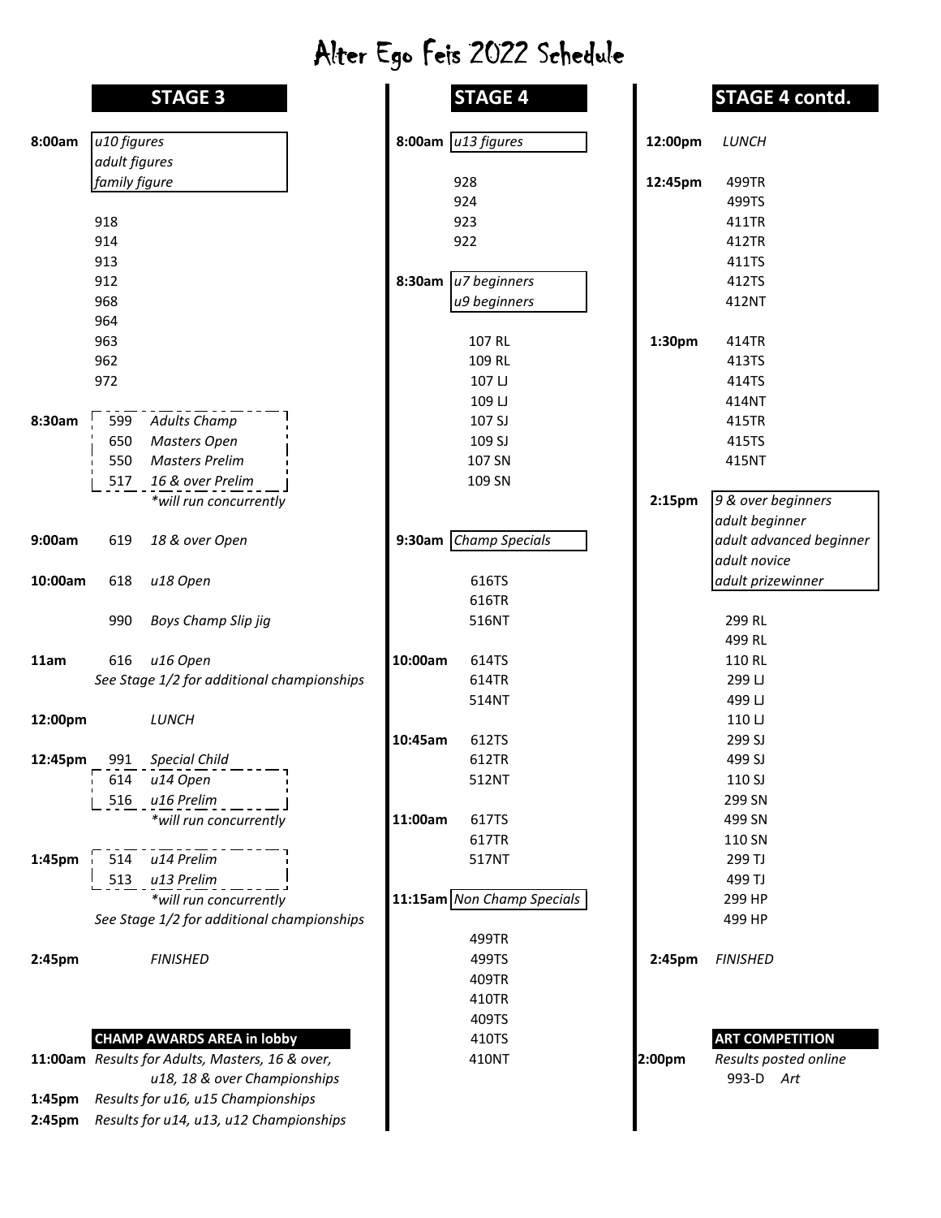# Alter Ego Feis 2022 Schedule

## STAGE 3

| Time | Competition | |
|---|---|---|
| 8:00am | *u10 figures* | |
| | *adult figures* | |
| | *family figure* | |
| | 918 | |
| | 914 | |
| | 913 | |
| | 912 | |
| | 968 | |
| | 964 | |
| | 963 | |
| | 962 | |
| | 972 | |
| 8:30am | 599 | *Adults Champ* |
| | 650 | *Masters Open* |
| | 550 | *Masters Prelim* |
| | 517 | *16 & over Prelim* |
| | | *\*will run concurrently* |
| 9:00am | 619 | *18 & over Open* |
| 10:00am | 618 | *u18 Open* |
| | 990 | *Boys Champ Slip jig* |
| 11am | 616 | *u16 Open* |
| | *See Stage 1/2 for additional championships* | |
| 12:00pm | | *LUNCH* |
| 12:45pm | 991 | *Special Child* |
| | 614 | *u14 Open* |
| | 516 | *u16 Prelim* |
| | | *\*will run concurrently* |
| 1:45pm | 514 | *u14 Prelim* |
| | 513 | *u13 Prelim* |
| | | *\*will run concurrently* |
| | *See Stage 1/2 for additional championships* | |
| 2:45pm | | *FINISHED* |

### CHAMP AWARDS AREA in lobby

| Time | Results |
|---|---|
| 11:00am | *Results for Adults, Masters, 16 & over, u18, 18 & over Championships* |
| 1:45pm | *Results for u16, u15 Championships* |
| 2:45pm | *Results for u14, u13, u12 Championships* |

## STAGE 4

| Time | Competition |
|---|---|
| 8:00am | *u13 figures* |
| | 928 |
| | 924 |
| | 923 |
| | 922 |
| 8:30am | *u7 beginners* |
| | *u9 beginners* |
| | 107 RL |
| | 109 RL |
| | 107 LJ |
| | 109 LJ |
| | 107 SJ |
| | 109 SJ |
| | 107 SN |
| | 109 SN |
| 9:30am | *Champ Specials* |
| | 616TS |
| | 616TR |
| | 516NT |
| 10:00am | 614TS |
| | 614TR |
| | 514NT |
| 10:45am | 612TS |
| | 612TR |
| | 512NT |
| 11:00am | 617TS |
| | 617TR |
| | 517NT |
| 11:15am | *Non Champ Specials* |
| | 499TR |
| | 499TS |
| | 409TR |
| | 410TR |
| | 409TS |
| | 410TS |
| | 410NT |

## STAGE 4 contd.

| Time | Competition |
|---|---|
| 12:00pm | *LUNCH* |
| 12:45pm | 499TR |
| | 499TS |
| | 411TR |
| | 412TR |
| | 411TS |
| | 412TS |
| | 412NT |
| 1:30pm | 414TR |
| | 413TS |
| | 414TS |
| | 414NT |
| | 415TR |
| | 415TS |
| | 415NT |
| 2:15pm | *9 & over beginners* |
| | *adult beginner* |
| | *adult advanced beginner* |
| | *adult novice* |
| | *adult prizewinner* |
| | 299 RL |
| | 499 RL |
| | 110 RL |
| | 299 LJ |
| | 499 LJ |
| | 110 LJ |
| | 299 SJ |
| | 499 SJ |
| | 110 SJ |
| | 299 SN |
| | 499 SN |
| | 110 SN |
| | 299 TJ |
| | 499 TJ |
| | 299 HP |
| | 499 HP |
| 2:45pm | *FINISHED* |

### ART COMPETITION

| Time | |
|---|---|
| 2:00pm | *Results posted online* |
| | 993-D *Art* |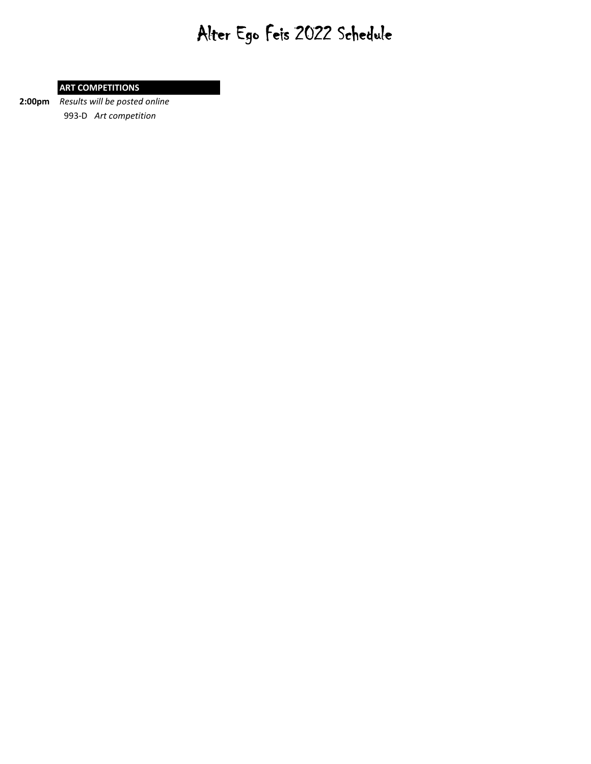# Alter Ego Feis 2022 Schedule

**ART COMPETITIONS**

**2:00pm** *Results will be posted online*

993-D *Art competition*